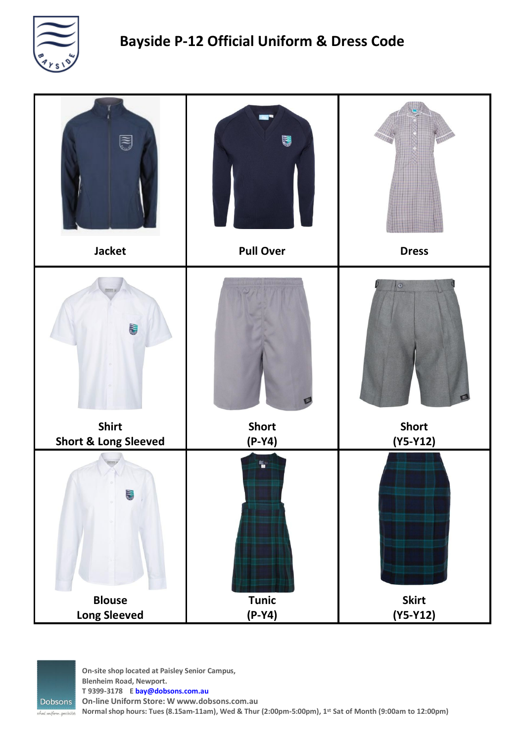# Bayside P-12 Official Uniform & Dress Code

| | | |
|---|---|---|
| Jacket | Pull Over | Dress |
| Shirt<br>Short & Long Sleeved | Short<br>(P-Y4) | Short<br>(Y5-Y12) |
| Blouse<br>Long Sleeved | Tunic<br>(P-Y4) | Skirt<br>(Y5-Y12) |

**On-site shop located at Paisley Senior Campus,**
**Blenheim Road, Newport.**
**T 9399-3178 E bay@dobsons.com.au**
**On-line Uniform Store: W www.dobsons.com.au**
**Normal shop hours: Tues (8.15am-11am), Wed & Thur (2:00pm-5:00pm), 1st Sat of Month (9:00am to 12:00pm)**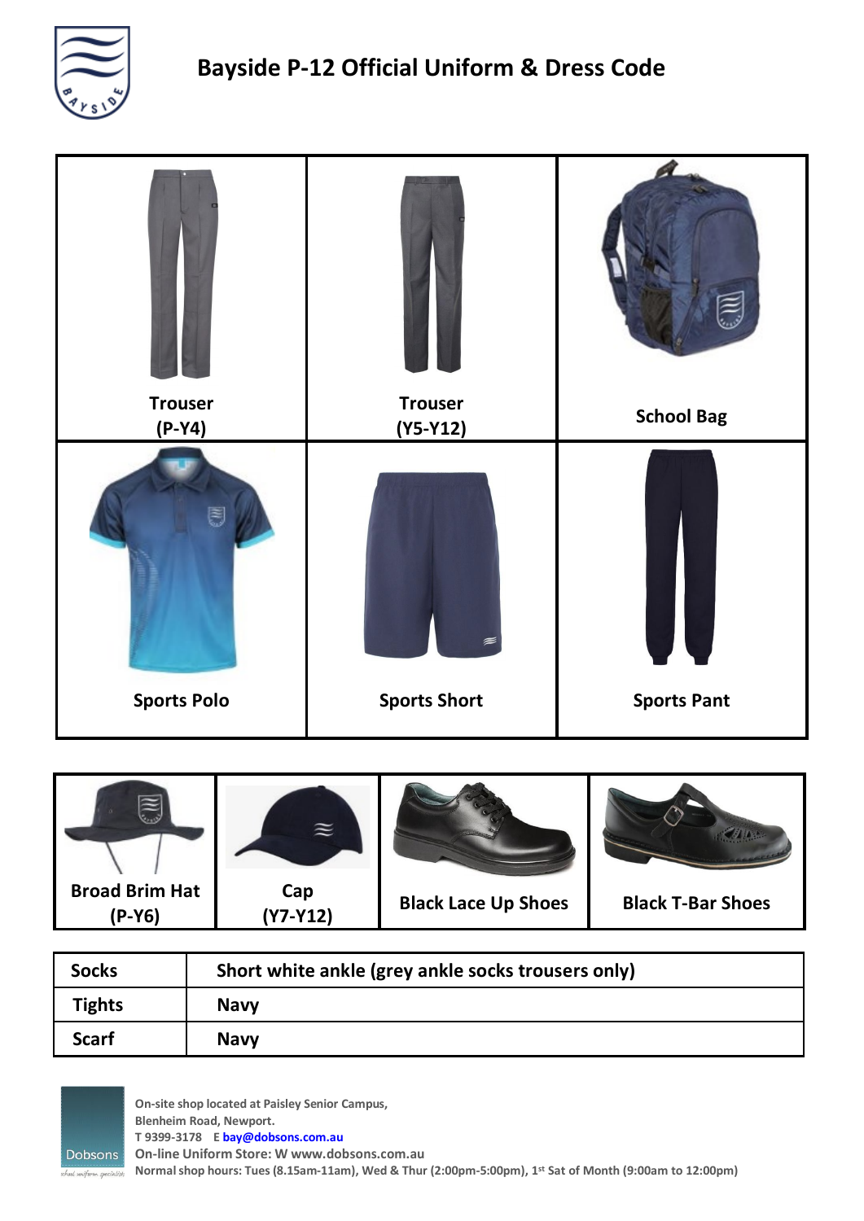# Bayside P-12 Official Uniform & Dress Code

| Trouser (P-Y4) | Trouser (Y5-Y12) | School Bag |
|---|---|---|
| **Sports Polo** | **Sports Short** | **Sports Pant** |

| Broad Brim Hat (P-Y6) | Cap (Y7-Y12) | Black Lace Up Shoes | Black T-Bar Shoes |
|---|---|---|---|

| Socks | Short white ankle (grey ankle socks trousers only) |
|---|---|
| Tights | Navy |
| Scarf | Navy |

Dobsons
school uniform specialists

On-site shop located at Paisley Senior Campus,
Blenheim Road, Newport.
T 9399-3178 E bay@dobsons.com.au
On-line Uniform Store: W www.dobsons.com.au
Normal shop hours: Tues (8.15am-11am), Wed & Thur (2:00pm-5:00pm), 1st Sat of Month (9:00am to 12:00pm)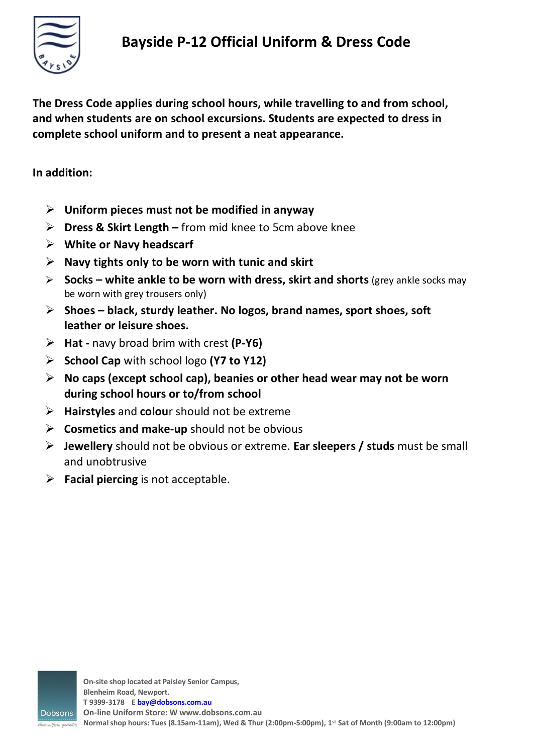# Bayside P-12 Official Uniform & Dress Code

**The Dress Code applies during school hours, while travelling to and from school, and when students are on school excursions. Students are expected to dress in complete school uniform and to present a neat appearance.**

**In addition:**

- **Uniform pieces must not be modified in anyway**
- **Dress & Skirt Length –** from mid knee to 5cm above knee
- **White or Navy headscarf**
- **Navy tights only to be worn with tunic and skirt**
- **Socks – white ankle to be worn with dress, skirt and shorts** (grey ankle socks may be worn with grey trousers only)
- **Shoes – black, sturdy leather. No logos, brand names, sport shoes, soft leather or leisure shoes.**
- **Hat -** navy broad brim with crest **(P-Y6)**
- **School Cap** with school logo **(Y7 to Y12)**
- **No caps (except school cap), beanies or other head wear may not be worn during school hours or to/from school**
- **Hairstyles** and **colou**r should not be extreme
- **Cosmetics and make-up** should not be obvious
- **Jewellery** should not be obvious or extreme. **Ear sleepers / studs** must be small and unobtrusive
- **Facial piercing** is not acceptable.

Dobsons
school uniform specialists

**On-site shop located at Paisley Senior Campus, Blenheim Road, Newport.**
**T 9399-3178 E bay@dobsons.com.au**
**On-line Uniform Store: W www.dobsons.com.au**
**Normal shop hours: Tues (8.15am-11am), Wed & Thur (2:00pm-5:00pm), 1st Sat of Month (9:00am to 12:00pm)**